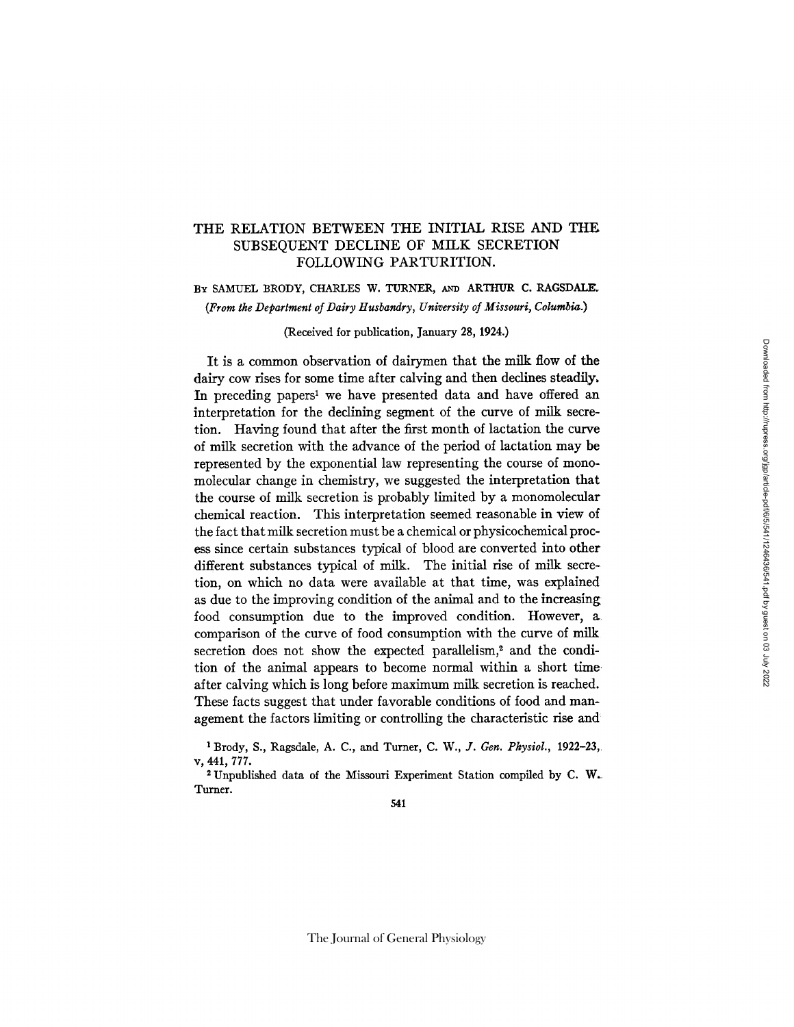# THE RELATION BETWEEN THE INITIAL RISE AND THE SUBSEQUENT DECLINE OF MILK SECRETION FOLLOWING PARTURITION.

BY SAMUEL BRODY, CHARLES W. TURNER, AND ARTHUR C. RAGSDALE.

*(From the Department of Dairy Husbandry, University of Missouri, Columbia.)*

(Received for publication, January 28, 1924.)

It is a common observation of dairymen that the milk flow of the dairy cow rises for some time after calving and then declines steadily. In preceding papers[1] we have presented data and have offered an interpretation for the declining segment of the curve of milk secretion. Having found that after the first month of lactation the curve of milk secretion with the advance of the period of lactation may be represented by the exponential law representing the course of monomolecular change in chemistry, we suggested the interpretation that the course of milk secretion is probably limited by a monomolecular chemical reaction. This interpretation seemed reasonable in view of the fact that milk secretion must be a chemical or physicochemical process since certain substances typical of blood are converted into other different substances typical of milk. The initial rise of milk secretion, on which no data were available at that time, was explained as due to the improving condition of the animal and to the increasing food consumption due to the improved condition. However, a comparison of the curve of food consumption with the curve of milk secretion does not show the expected parallelism,[2] and the condition of the animal appears to become normal within a short time after calving which is long before maximum milk secretion is reached. These facts suggest that under favorable conditions of food and management the factors limiting or controlling the characteristic rise and

[1] Brody, S., Ragsdale, A. C., and Turner, C. W., *J. Gen. Physiol.*, 1922–23, v, 441, 777.

[2] Unpublished data of the Missouri Experiment Station compiled by C. W. Turner.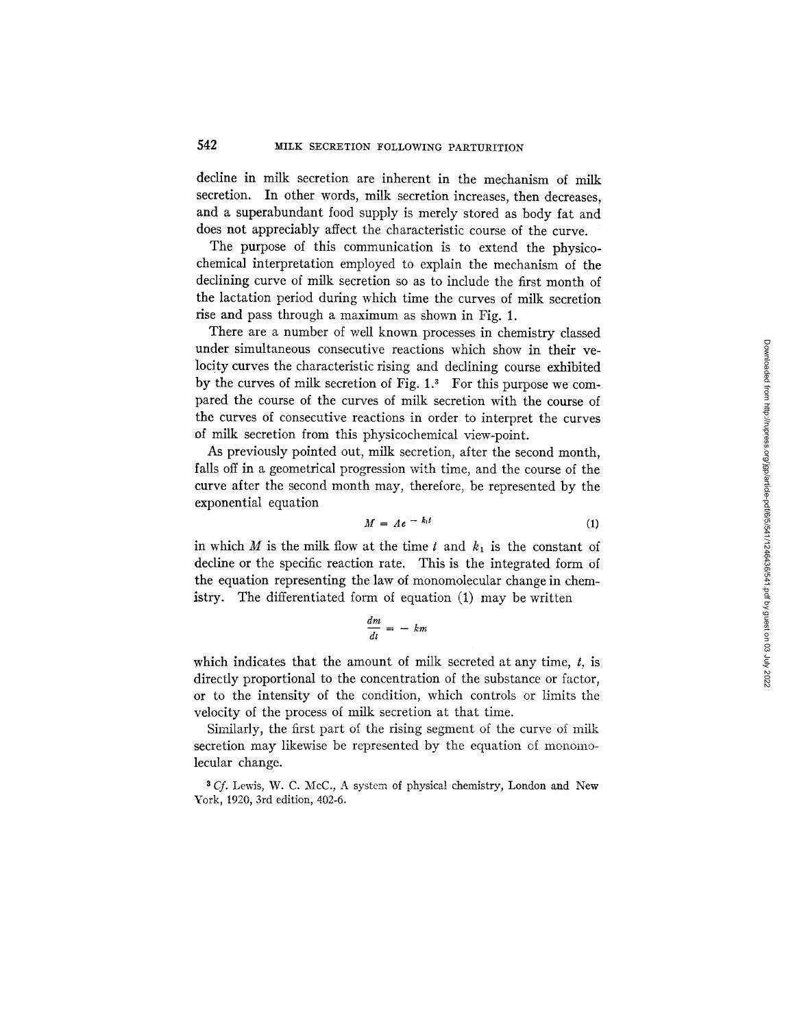decline in milk secretion are inherent in the mechanism of milk secretion. In other words, milk secretion increases, then decreases, and a superabundant food supply is merely stored as body fat and does not appreciably affect the characteristic course of the curve.

The purpose of this communication is to extend the physicochemical interpretation employed to explain the mechanism of the declining curve of milk secretion so as to include the first month of the lactation period during which time the curves of milk secretion rise and pass through a maximum as shown in Fig. 1.

There are a number of well known processes in chemistry classed under simultaneous consecutive reactions which show in their velocity curves the characteristic rising and declining course exhibited by the curves of milk secretion of Fig. 1.[3] For this purpose we compared the course of the curves of milk secretion with the course of the curves of consecutive reactions in order to interpret the curves of milk secretion from this physicochemical view-point.

As previously pointed out, milk secretion, after the second month, falls off in a geometrical progression with time, and the course of the curve after the second month may, therefore, be represented by the exponential equation

$$M = Ae^{-k_1 t} \tag{1}$$

in which $M$ is the milk flow at the time $t$ and $k_1$ is the constant of decline or the specific reaction rate. This is the integrated form of the equation representing the law of monomolecular change in chemistry. The differentiated form of equation (1) may be written

$$\frac{dm}{dt} = -km$$

which indicates that the amount of milk secreted at any time, $t$, is directly proportional to the concentration of the substance or factor, or to the intensity of the condition, which controls or limits the velocity of the process of milk secretion at that time.

Similarly, the first part of the rising segment of the curve of milk secretion may likewise be represented by the equation of monomolecular change.

[3] *Cf.* Lewis, W. C. McC., A system of physical chemistry, London and New York, 1920, 3rd edition, 402-6.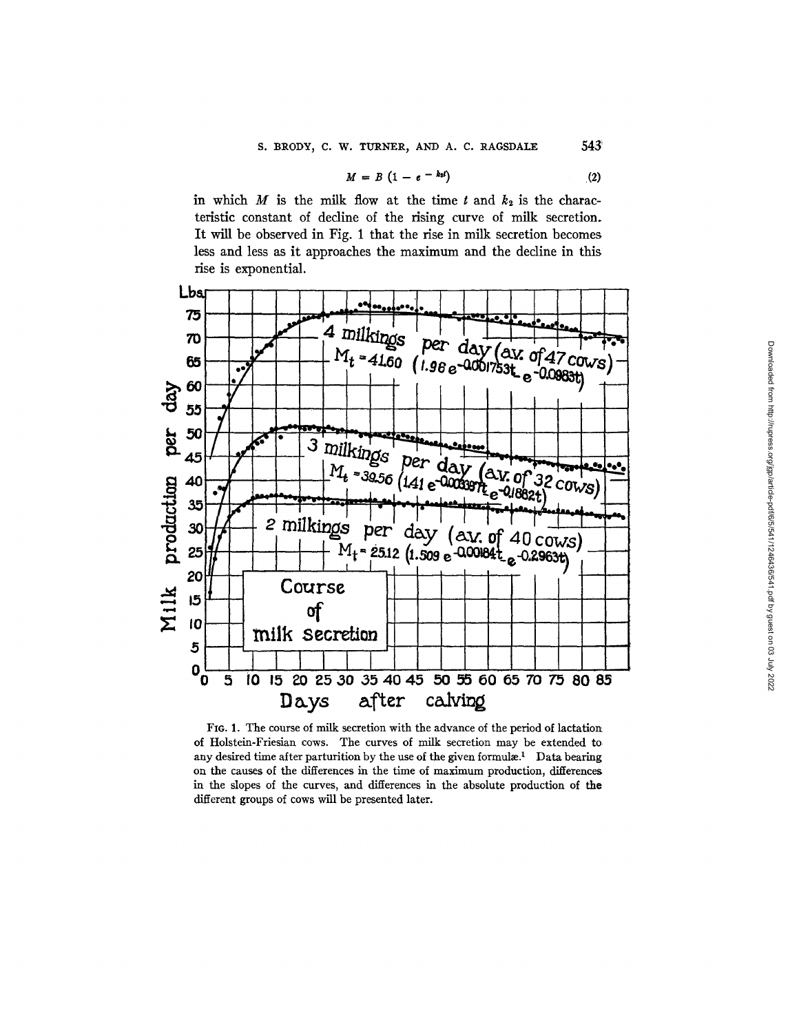$$M = B\,(1 - e^{-k_2t}) \tag{2}$$

in which $M$ is the milk flow at the time $t$ and $k_2$ is the characteristic constant of decline of the rising curve of milk secretion. It will be observed in Fig. 1 that the rise in milk secretion becomes less and less as it approaches the maximum and the decline in this rise is exponential.

FIG. 1. The course of milk secretion with the advance of the period of lactation of Holstein-Friesian cows. The curves of milk secretion may be extended to any desired time after parturition by the use of the given formulæ.[1] Data bearing on the causes of the differences in the time of maximum production, differences in the slopes of the curves, and differences in the absolute production of the different groups of cows will be presented later.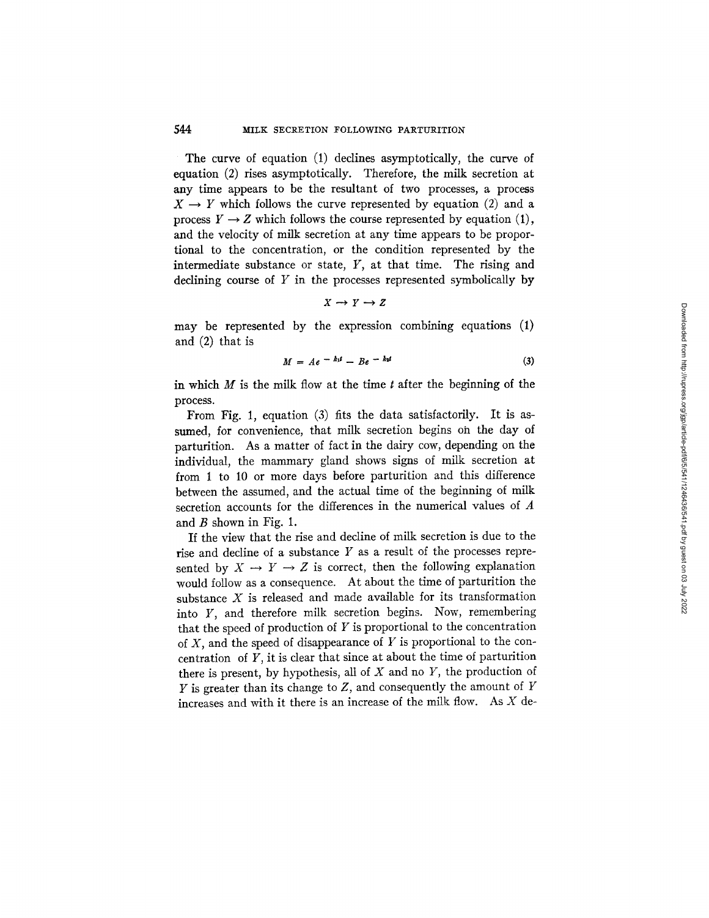The curve of equation (1) declines asymptotically, the curve of equation (2) rises asymptotically. Therefore, the milk secretion at any time appears to be the resultant of two processes, a process $X \rightarrow Y$ which follows the curve represented by equation (2) and a process $Y \rightarrow Z$ which follows the course represented by equation (1), and the velocity of milk secretion at any time appears to be proportional to the concentration, or the condition represented by the intermediate substance or state, $Y$, at that time. The rising and declining course of $Y$ in the processes represented symbolically by

$$X \rightarrow Y \rightarrow Z$$

may be represented by the expression combining equations (1) and (2) that is

$$M = Ae^{-k_1 t} - Be^{-k_2 t} \tag{3}$$

in which $M$ is the milk flow at the time $t$ after the beginning of the process.

From Fig. 1, equation (3) fits the data satisfactorily. It is assumed, for convenience, that milk secretion begins on the day of parturition. As a matter of fact in the dairy cow, depending on the individual, the mammary gland shows signs of milk secretion at from 1 to 10 or more days before parturition and this difference between the assumed, and the actual time of the beginning of milk secretion accounts for the differences in the numerical values of $A$ and $B$ shown in Fig. 1.

If the view that the rise and decline of milk secretion is due to the rise and decline of a substance $Y$ as a result of the processes represented by $X \rightarrow Y \rightarrow Z$ is correct, then the following explanation would follow as a consequence. At about the time of parturition the substance $X$ is released and made available for its transformation into $Y$, and therefore milk secretion begins. Now, remembering that the speed of production of $Y$ is proportional to the concentration of $X$, and the speed of disappearance of $Y$ is proportional to the concentration of $Y$, it is clear that since at about the time of parturition there is present, by hypothesis, all of $X$ and no $Y$, the production of $Y$ is greater than its change to $Z$, and consequently the amount of $Y$ increases and with it there is an increase of the milk flow. As $X$ de-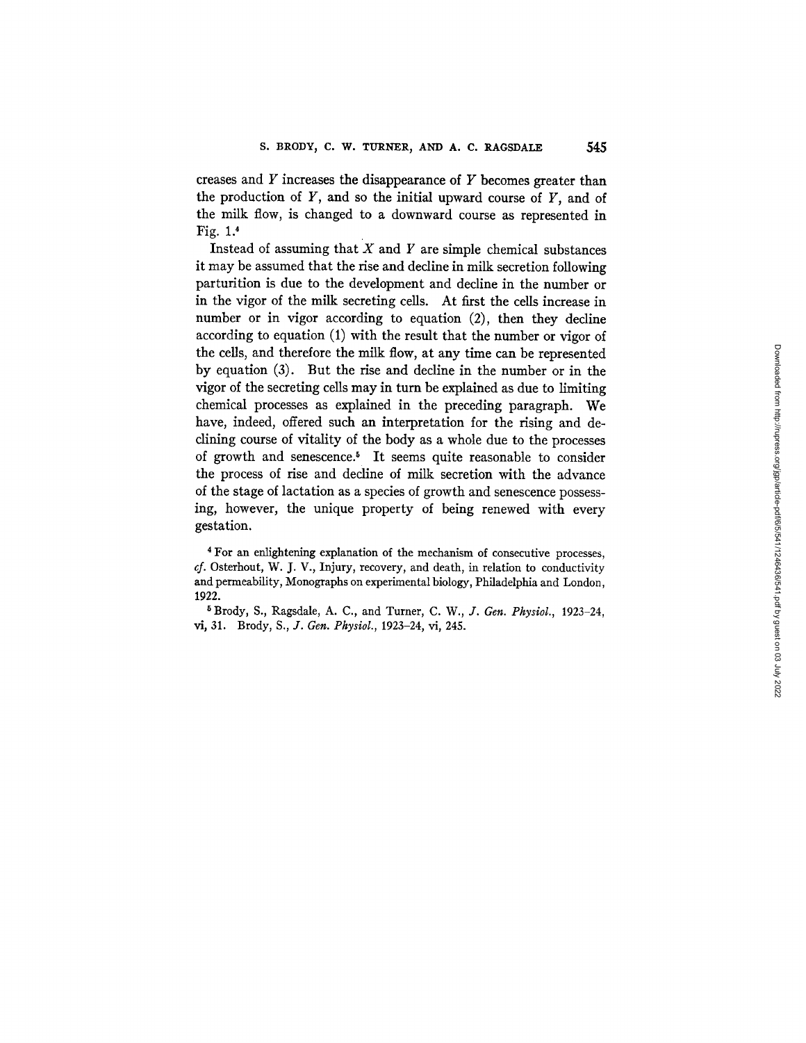creases and $Y$ increases the disappearance of $Y$ becomes greater than the production of $Y$, and so the initial upward course of $Y$, and of the milk flow, is changed to a downward course as represented in Fig. 1.[4]

Instead of assuming that $X$ and $Y$ are simple chemical substances it may be assumed that the rise and decline in milk secretion following parturition is due to the development and decline in the number or in the vigor of the milk secreting cells. At first the cells increase in number or in vigor according to equation (2), then they decline according to equation (1) with the result that the number or vigor of the cells, and therefore the milk flow, at any time can be represented by equation (3). But the rise and decline in the number or in the vigor of the secreting cells may in turn be explained as due to limiting chemical processes as explained in the preceding paragraph. We have, indeed, offered such an interpretation for the rising and declining course of vitality of the body as a whole due to the processes of growth and senescence.[5] It seems quite reasonable to consider the process of rise and decline of milk secretion with the advance of the stage of lactation as a species of growth and senescence possessing, however, the unique property of being renewed with every gestation.

[4] For an enlightening explanation of the mechanism of consecutive processes, *cf.* Osterhout, W. J. V., Injury, recovery, and death, in relation to conductivity and permeability, Monographs on experimental biology, Philadelphia and London, 1922.

[5] Brody, S., Ragsdale, A. C., and Turner, C. W., *J. Gen. Physiol.*, 1923–24, **vi**, 31. Brody, S., *J. Gen. Physiol.*, 1923–24, **vi**, 245.